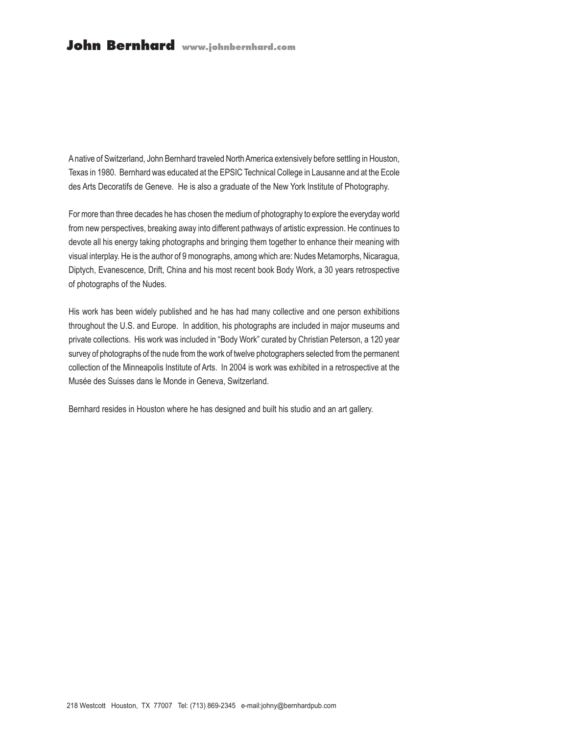# John Bernhard www.johnbernhard.com

A native of Switzerland, John Bernhard traveled North America extensively before settling in Houston, Texas in 1980. Bernhard was educated at the EPSIC Technical College in Lausanne and at the Ecole des Arts Decoratifs de Geneve. He is also a graduate of the New York Institute of Photography.

For more than three decades he has chosen the medium of photography to explore the everyday world from new perspectives, breaking away into different pathways of artistic expression. He continues to devote all his energy taking photographs and bringing them together to enhance their meaning with visual interplay. He is the author of 9 monographs, among which are: Nudes Metamorphs, Nicaragua, Diptych, Evanescence, Drift, China and his most recent book Body Work, a 30 years retrospective of photographs of the Nudes.

His work has been widely published and he has had many collective and one person exhibitions throughout the U.S. and Europe. In addition, his photographs are included in major museums and private collections. His work was included in "Body Work" curated by Christian Peterson, a 120 year survey of photographs of the nude from the work of twelve photographers selected from the permanent collection of the Minneapolis Institute of Arts. In 2004 is work was exhibited in a retrospective at the Musée des Suisses dans le Monde in Geneva, Switzerland.

Bernhard resides in Houston where he has designed and built his studio and an art gallery.

218 Westcott Houston, TX 77007 Tel: (713) 869-2345 e-mail:johny@bernhardpub.com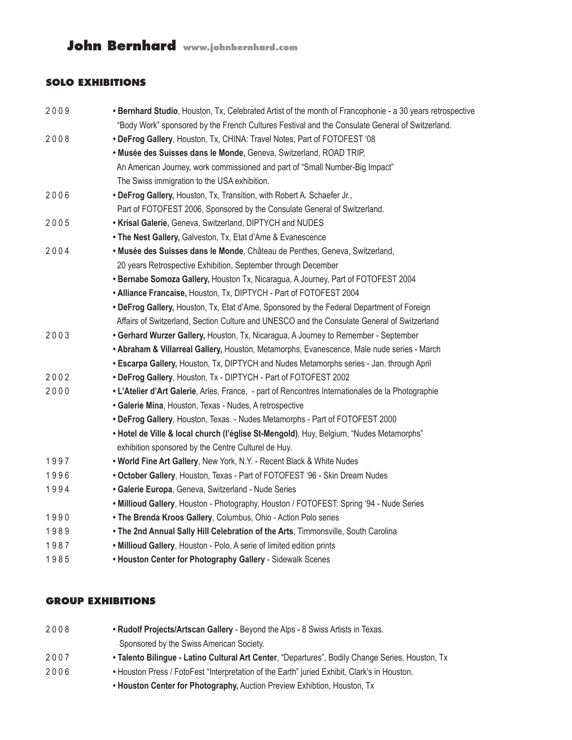# John Bernhard www.johnbernhard.com

## SOLO EXHIBITIONS

2009 **• Bernhard Studio**, Houston, Tx, Celebrated Artist of the month of Francophonie - a 30 years retrospective "Body Work" sponsored by the French Cultures Festival and the Consulate General of Switzerland.

2008 **• DeFrog Gallery**, Houston, Tx, CHINA: Travel Notes, Part of FOTOFEST '08

**• Musée des Suisses dans le Monde,** Geneva, Switzerland, ROAD TRIP, An American Journey, work commissioned and part of "Small Number-Big Impact" The Swiss immigration to the USA exhibition.

2006 **• DeFrog Gallery,** Houston, Tx, Transition, with Robert A. Schaefer Jr., Part of FOTOFEST 2006, Sponsored by the Consulate General of Switzerland.

2005 **• Krisal Galerie,** Geneva, Switzerland, DIPTYCH and NUDES

**• The Nest Gallery,** Galveston, Tx, Etat d'Ame & Evanescence

2004 **• Musée des Suisses dans le Monde**, Château de Penthes, Geneva, Switzerland, 20 years Retrospective Exhibition, September through December

**• Bernabe Somoza Gallery,** Houston Tx, Nicaragua, A Journey, Part of FOTOFEST 2004

**• Alliance Francaise,** Houston, Tx, DIPTYCH - Part of FOTOFEST 2004

**• DeFrog Gallery,** Houston, Tx, Etat d'Ame, Sponsored by the Federal Department of Foreign Affairs of Switzerland, Section Culture and UNESCO and the Consulate General of Switzerland

2003 **• Gerhard Wurzer Gallery,** Houston, Tx, Nicaragua, A Journey to Remember - September

**• Abraham & Villarreal Gallery,** Houston, Metamorphs, Evanescence, Male nude series - March

**• Escarpa Gallery,** Houston, Tx, DIPTYCH and Nudes Metamorphs series - Jan. through April

2002 **• DeFrog Gallery**, Houston, Tx - DIPTYCH - Part of FOTOFEST 2002

2000 **• L'Atelier d'Art Galerie**, Arles, France, - part of Rencontres Internationales de la Photographie

**• Galerie Mina**, Houston, Texas - Nudes, A retrospective

**• DeFrog Gallery**, Houston, Texas - Nudes Metamorphs - Part of FOTOFEST 2000

**• Hotel de Ville & local church (l'église St-Mengold)**, Huy, Belgium, "Nudes Metamorphs" exhibition sponsored by the Centre Culturel de Huy.

1997 **• World Fine Art Gallery**, New York, N.Y. - Recent Black & White Nudes

1996 **• October Gallery**, Houston, Texas - Part of FOTOFEST '96 - Skin Dream Nudes

1994 **• Galerie Europa**, Geneva, Switzerland - Nude Series

**• Millioud Gallery**, Houston - Photography, Houston / FOTOFEST: Spring '94 - Nude Series

1990 **• The Brenda Kroos Gallery**, Columbus, Ohio - Action Polo series

1989 **• The 2nd Annual Sally Hill Celebration of the Arts**, Timmonsville, South Carolina

1987 **• Millioud Gallery**, Houston - Polo, A serie of limited edition prints

1985 **• Houston Center for Photography Gallery** - Sidewalk Scenes

## GROUP EXHIBITIONS

2008 **• Rudolf Projects/Artscan Gallery** - Beyond the Alps - 8 Swiss Artists in Texas. Sponsored by the Swiss American Society.

2007 **• Talento Bilingue - Latino Cultural Art Center**, "Departures", Bodily Change Series, Houston, Tx

2006 • Houston Press / FotoFest "Interpretation of the Earth" juried Exhibit, Clark's in Houston.

**• Houston Center for Photography,** Auction Preview Exhibtion, Houston, Tx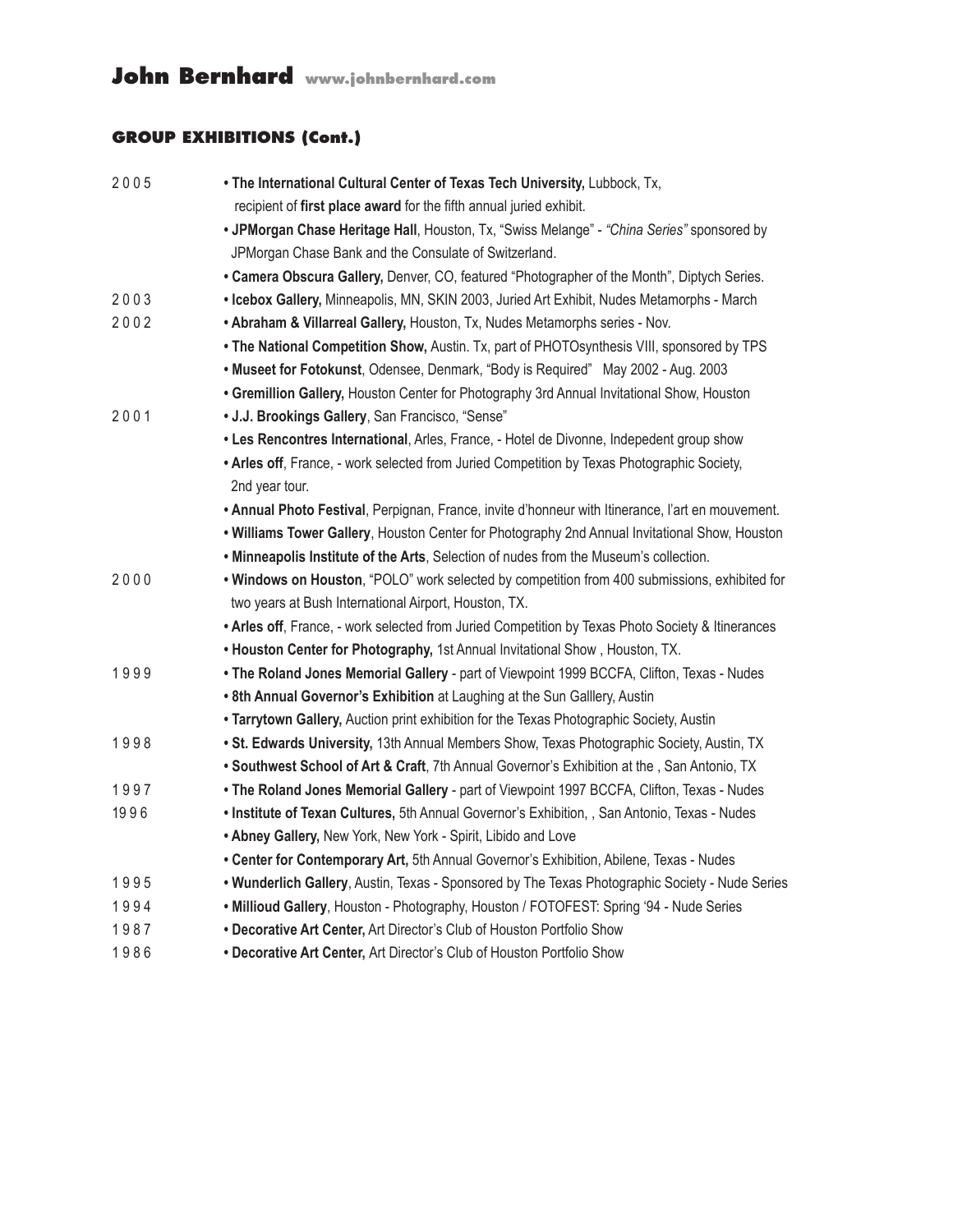## GROUP EXHIBITIONS (Cont.)

2005
- **The International Cultural Center of Texas Tech University,** Lubbock, Tx, recipient of **first place award** for the fifth annual juried exhibit.
- **JPMorgan Chase Heritage Hall**, Houston, Tx, "Swiss Melange" - *"China Series"* sponsored by JPMorgan Chase Bank and the Consulate of Switzerland.
- **Camera Obscura Gallery,** Denver, CO, featured "Photographer of the Month", Diptych Series.

2003
- **Icebox Gallery,** Minneapolis, MN, SKIN 2003, Juried Art Exhibit, Nudes Metamorphs - March

2002
- **Abraham & Villarreal Gallery,** Houston, Tx, Nudes Metamorphs series - Nov.
- **The National Competition Show,** Austin. Tx, part of PHOTOsynthesis VIII, sponsored by TPS
- **Museet for Fotokunst**, Odensee, Denmark, "Body is Required" May 2002 - Aug. 2003
- **Gremillion Gallery,** Houston Center for Photography 3rd Annual Invitational Show, Houston

2001
- **J.J. Brookings Gallery**, San Francisco, "Sense"
- **Les Rencontres International**, Arles, France, - Hotel de Divonne, Indepedent group show
- **Arles off**, France, - work selected from Juried Competition by Texas Photographic Society, 2nd year tour.
- **Annual Photo Festival**, Perpignan, France, invite d'honneur with Itinerance, l'art en mouvement.
- **Williams Tower Gallery**, Houston Center for Photography 2nd Annual Invitational Show, Houston
- **Minneapolis Institute of the Arts**, Selection of nudes from the Museum's collection.

2000
- **Windows on Houston**, "POLO" work selected by competition from 400 submissions, exhibited for two years at Bush International Airport, Houston, TX.
- **Arles off**, France, - work selected from Juried Competition by Texas Photo Society & Itinerances
- **Houston Center for Photography,** 1st Annual Invitational Show , Houston, TX.

1999
- **The Roland Jones Memorial Gallery** - part of Viewpoint 1999 BCCFA, Clifton, Texas - Nudes
- **8th Annual Governor's Exhibition** at Laughing at the Sun Galllery, Austin
- **Tarrytown Gallery,** Auction print exhibition for the Texas Photographic Society, Austin

1998
- **St. Edwards University,** 13th Annual Members Show, Texas Photographic Society, Austin, TX
- **Southwest School of Art & Craft**, 7th Annual Governor's Exhibition at the , San Antonio, TX

1997
- **The Roland Jones Memorial Gallery** - part of Viewpoint 1997 BCCFA, Clifton, Texas - Nudes

1996
- **Institute of Texan Cultures,** 5th Annual Governor's Exhibition, , San Antonio, Texas - Nudes
- **Abney Gallery,** New York, New York - Spirit, Libido and Love
- **Center for Contemporary Art,** 5th Annual Governor's Exhibition, Abilene, Texas - Nudes

1995
- **Wunderlich Gallery**, Austin, Texas - Sponsored by The Texas Photographic Society - Nude Series

1994
- **Millioud Gallery**, Houston - Photography, Houston / FOTOFEST: Spring '94 - Nude Series

1987
- **Decorative Art Center,** Art Director's Club of Houston Portfolio Show

1986
- **Decorative Art Center,** Art Director's Club of Houston Portfolio Show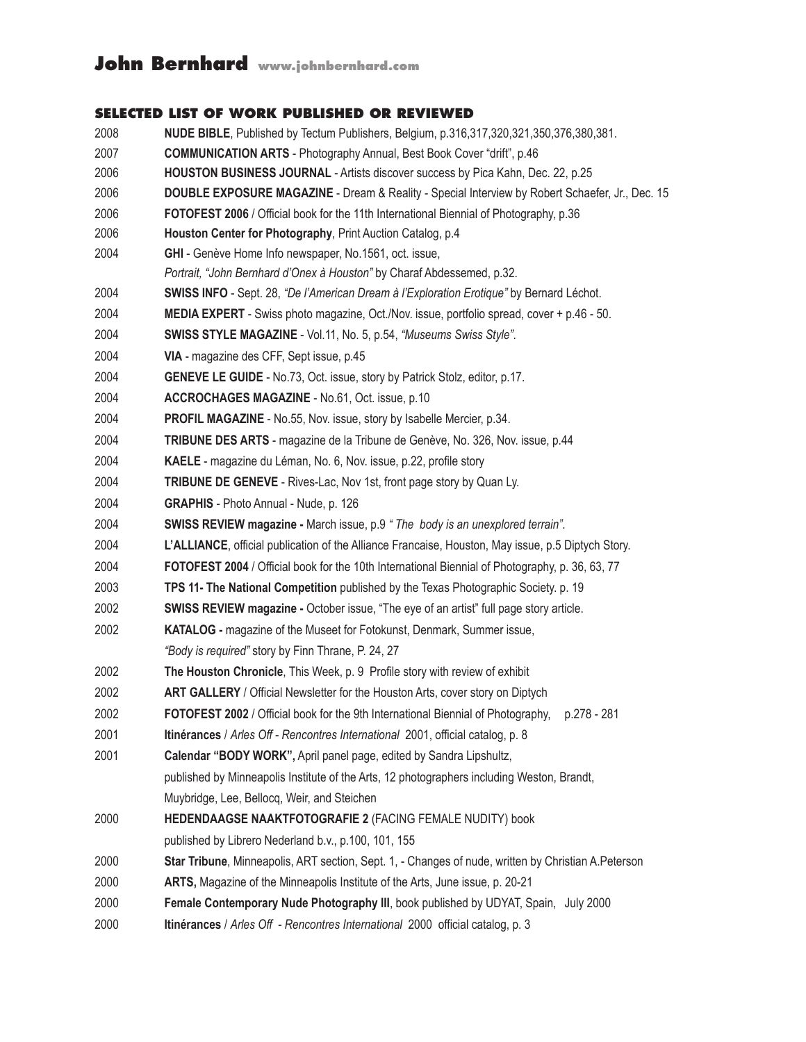# John Bernhard www.johnbernhard.com

## SELECTED LIST OF WORK PUBLISHED OR REVIEWED

2008 **NUDE BIBLE**, Published by Tectum Publishers, Belgium, p.316,317,320,321,350,376,380,381.

2007 **COMMUNICATION ARTS** - Photography Annual, Best Book Cover "drift", p.46

2006 **HOUSTON BUSINESS JOURNAL** - Artists discover success by Pica Kahn, Dec. 22, p.25

2006 **DOUBLE EXPOSURE MAGAZINE** - Dream & Reality - Special Interview by Robert Schaefer, Jr., Dec. 15

2006 **FOTOFEST 2006** / Official book for the 11th International Biennial of Photography, p.36

2006 **Houston Center for Photography**, Print Auction Catalog, p.4

2004 **GHI** - Genève Home Info newspaper, No.1561, oct. issue,
*Portrait, "John Bernhard d'Onex à Houston"* by Charaf Abdessemed, p.32.

2004 **SWISS INFO** - Sept. 28, *"De l'American Dream à l'Exploration Erotique"* by Bernard Léchot.

2004 **MEDIA EXPERT** - Swiss photo magazine, Oct./Nov. issue, portfolio spread, cover + p.46 - 50.

2004 **SWISS STYLE MAGAZINE** - Vol.11, No. 5, p.54, *"Museums Swiss Style"*.

2004 **VIA** - magazine des CFF, Sept issue, p.45

2004 **GENEVE LE GUIDE** - No.73, Oct. issue, story by Patrick Stolz, editor, p.17.

2004 **ACCROCHAGES MAGAZINE** - No.61, Oct. issue, p.10

2004 **PROFIL MAGAZINE** - No.55, Nov. issue, story by Isabelle Mercier, p.34.

2004 **TRIBUNE DES ARTS** - magazine de la Tribune de Genève, No. 326, Nov. issue, p.44

2004 **KAELE** - magazine du Léman, No. 6, Nov. issue, p.22, profile story

2004 **TRIBUNE DE GENEVE** - Rives-Lac, Nov 1st, front page story by Quan Ly.

2004 **GRAPHIS** - Photo Annual - Nude, p. 126

2004 **SWISS REVIEW magazine -** March issue, p.9 *" The body is an unexplored terrain"*.

2004 **L'ALLIANCE**, official publication of the Alliance Francaise, Houston, May issue, p.5 Diptych Story.

2004 **FOTOFEST 2004** / Official book for the 10th International Biennial of Photography, p. 36, 63, 77

2003 **TPS 11- The National Competition** published by the Texas Photographic Society. p. 19

2002 **SWISS REVIEW magazine -** October issue, "The eye of an artist" full page story article.

2002 **KATALOG -** magazine of the Museet for Fotokunst, Denmark, Summer issue,
*"Body is required"* story by Finn Thrane, P. 24, 27

2002 **The Houston Chronicle**, This Week, p. 9 Profile story with review of exhibit

2002 **ART GALLERY** / Official Newsletter for the Houston Arts, cover story on Diptych

2002 **FOTOFEST 2002** / Official book for the 9th International Biennial of Photography, p.278 - 281

2001 **Itinérances** / *Arles Off - Rencontres International* 2001, official catalog, p. 8

2001 **Calendar "BODY WORK",** April panel page, edited by Sandra Lipshultz,
published by Minneapolis Institute of the Arts, 12 photographers including Weston, Brandt,
Muybridge, Lee, Bellocq, Weir, and Steichen

2000 **HEDENDAAGSE NAAKTFOTOGRAFIE 2** (FACING FEMALE NUDITY) book
published by Librero Nederland b.v., p.100, 101, 155

2000 **Star Tribune**, Minneapolis, ART section, Sept. 1, - Changes of nude, written by Christian A.Peterson

2000 **ARTS,** Magazine of the Minneapolis Institute of the Arts, June issue, p. 20-21

2000 **Female Contemporary Nude Photography III**, book published by UDYAT, Spain, July 2000

2000 **Itinérances** / *Arles Off - Rencontres International* 2000 official catalog, p. 3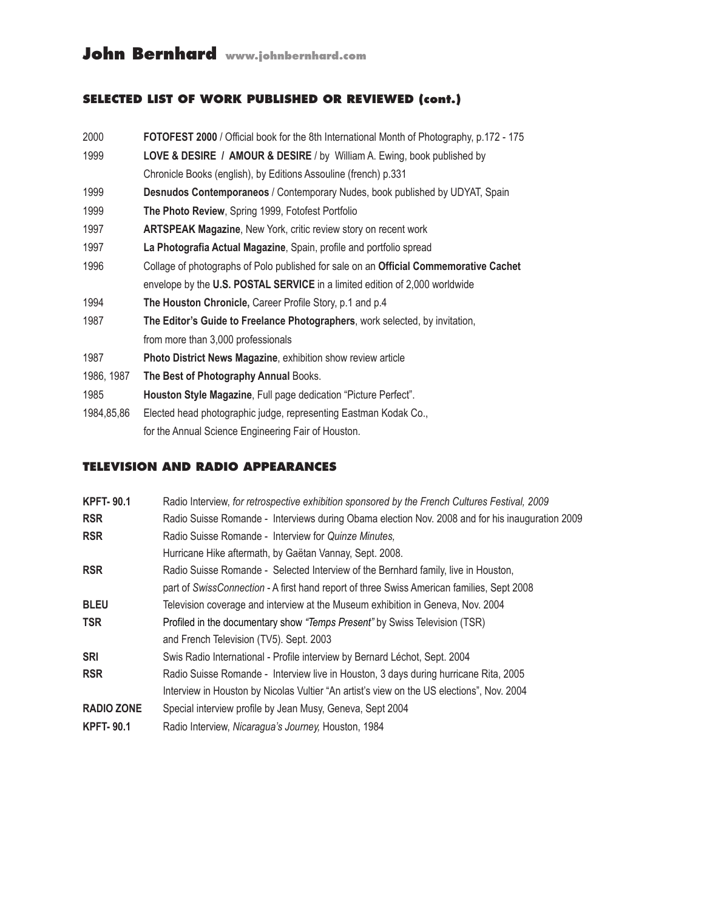## SELECTED LIST OF WORK PUBLISHED OR REVIEWED (cont.)

| | |
|---|---|
| 2000 | **FOTOFEST 2000** / Official book for the 8th International Month of Photography, p.172 - 175 |
| 1999 | **LOVE & DESIRE / AMOUR & DESIRE** / by William A. Ewing, book published by Chronicle Books (english), by Editions Assouline (french) p.331 |
| 1999 | **Desnudos Contemporaneos** / Contemporary Nudes, book published by UDYAT, Spain |
| 1999 | **The Photo Review**, Spring 1999, Fotofest Portfolio |
| 1997 | **ARTSPEAK Magazine**, New York, critic review story on recent work |
| 1997 | **La Photografia Actual Magazine**, Spain, profile and portfolio spread |
| 1996 | Collage of photographs of Polo published for sale on an **Official Commemorative Cachet** envelope by the **U.S. POSTAL SERVICE** in a limited edition of 2,000 worldwide |
| 1994 | **The Houston Chronicle,** Career Profile Story, p.1 and p.4 |
| 1987 | **The Editor's Guide to Freelance Photographers**, work selected, by invitation, from more than 3,000 professionals |
| 1987 | **Photo District News Magazine**, exhibition show review article |
| 1986, 1987 | **The Best of Photography Annual** Books. |
| 1985 | **Houston Style Magazine**, Full page dedication "Picture Perfect". |
| 1984,85,86 | Elected head photographic judge, representing Eastman Kodak Co., for the Annual Science Engineering Fair of Houston. |

## TELEVISION AND RADIO APPEARANCES

| | |
|---|---|
| **KPFT- 90.1** | Radio Interview, *for retrospective exhibition sponsored by the French Cultures Festival, 2009* |
| **RSR** | Radio Suisse Romande - Interviews during Obama election Nov. 2008 and for his inauguration 2009 |
| **RSR** | Radio Suisse Romande - Interview for *Quinze Minutes,* Hurricane Hike aftermath, by Gaëtan Vannay, Sept. 2008. |
| **RSR** | Radio Suisse Romande - Selected Interview of the Bernhard family, live in Houston, part of *SwissConnection* - A first hand report of three Swiss American families, Sept 2008 |
| **BLEU** | Television coverage and interview at the Museum exhibition in Geneva, Nov. 2004 |
| **TSR** | Profiled in the documentary show *"Temps Present"* by Swiss Television (TSR) and French Television (TV5). Sept. 2003 |
| **SRI** | Swis Radio International - Profile interview by Bernard Léchot, Sept. 2004 |
| **RSR** | Radio Suisse Romande - Interview live in Houston, 3 days during hurricane Rita, 2005<br>Interview in Houston by Nicolas Vultier "An artist's view on the US elections", Nov. 2004 |
| **RADIO ZONE** | Special interview profile by Jean Musy, Geneva, Sept 2004 |
| **KPFT- 90.1** | Radio Interview, *Nicaragua's Journey,* Houston, 1984 |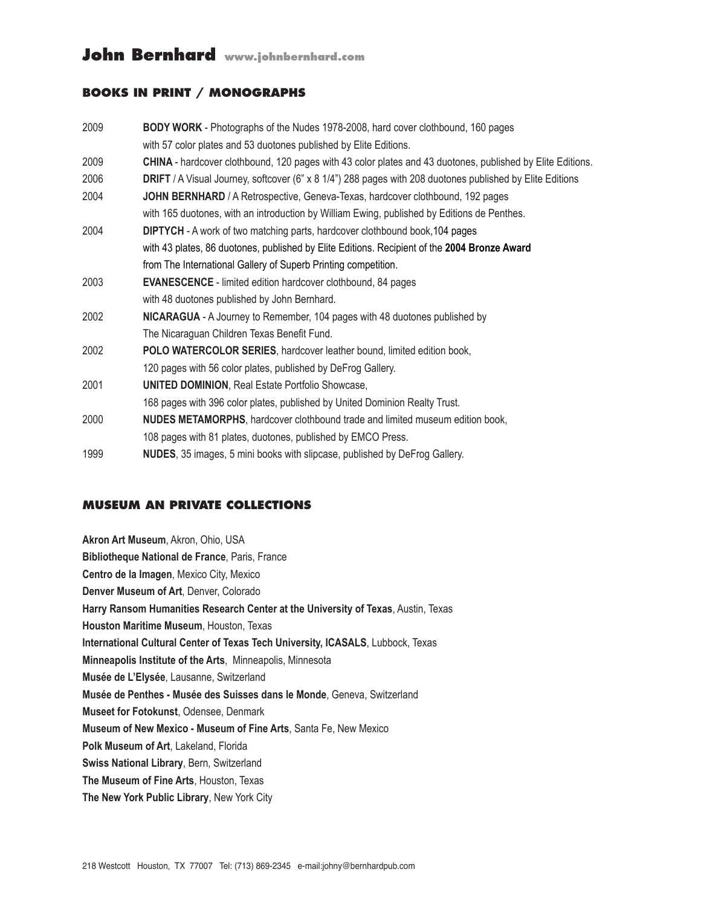# John Bernhard www.johnbernhard.com

## BOOKS IN PRINT / MONOGRAPHS

| | |
|---|---|
| 2009 | **BODY WORK** - Photographs of the Nudes 1978-2008, hard cover clothbound, 160 pages with 57 color plates and 53 duotones published by Elite Editions. |
| 2009 | **CHINA** - hardcover clothbound, 120 pages with 43 color plates and 43 duotones, published by Elite Editions. |
| 2006 | **DRIFT** / A Visual Journey, softcover (6" x 8 1/4") 288 pages with 208 duotones published by Elite Editions |
| 2004 | **JOHN BERNHARD** / A Retrospective, Geneva-Texas, hardcover clothbound, 192 pages with 165 duotones, with an introduction by William Ewing, published by Editions de Penthes. |
| 2004 | **DIPTYCH** - A work of two matching parts, hardcover clothbound book,104 pages with 43 plates, 86 duotones, published by Elite Editions. Recipient of the **2004 Bronze Award** from The International Gallery of Superb Printing competition. |
| 2003 | **EVANESCENCE** - limited edition hardcover clothbound, 84 pages with 48 duotones published by John Bernhard. |
| 2002 | **NICARAGUA** - A Journey to Remember, 104 pages with 48 duotones published by The Nicaraguan Children Texas Benefit Fund. |
| 2002 | **POLO WATERCOLOR SERIES**, hardcover leather bound, limited edition book, 120 pages with 56 color plates, published by DeFrog Gallery. |
| 2001 | **UNITED DOMINION**, Real Estate Portfolio Showcase, 168 pages with 396 color plates, published by United Dominion Realty Trust. |
| 2000 | **NUDES METAMORPHS**, hardcover clothbound trade and limited museum edition book, 108 pages with 81 plates, duotones, published by EMCO Press. |
| 1999 | **NUDES**, 35 images, 5 mini books with slipcase, published by DeFrog Gallery. |

## MUSEUM AN PRIVATE COLLECTIONS

**Akron Art Museum**, Akron, Ohio, USA  
**Bibliotheque National de France**, Paris, France  
**Centro de la Imagen**, Mexico City, Mexico  
**Denver Museum of Art**, Denver, Colorado  
**Harry Ransom Humanities Research Center at the University of Texas**, Austin, Texas  
**Houston Maritime Museum**, Houston, Texas  
**International Cultural Center of Texas Tech University, ICASALS**, Lubbock, Texas  
**Minneapolis Institute of the Arts**, Minneapolis, Minnesota  
**Musée de L'Elysée**, Lausanne, Switzerland  
**Musée de Penthes - Musée des Suisses dans le Monde**, Geneva, Switzerland  
**Museet for Fotokunst**, Odensee, Denmark  
**Museum of New Mexico - Museum of Fine Arts**, Santa Fe, New Mexico  
**Polk Museum of Art**, Lakeland, Florida  
**Swiss National Library**, Bern, Switzerland  
**The Museum of Fine Arts**, Houston, Texas  
**The New York Public Library**, New York City

218 Westcott Houston, TX 77007 Tel: (713) 869-2345 e-mail:johny@bernhardpub.com